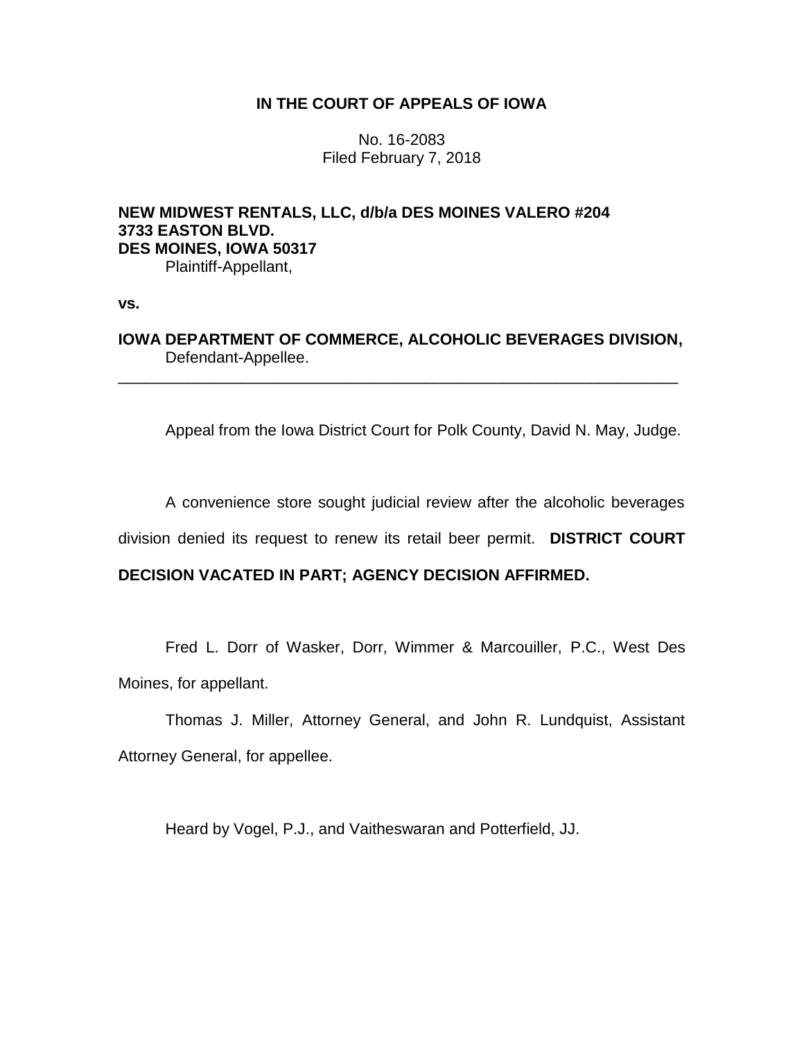**IN THE COURT OF APPEALS OF IOWA**

No. 16-2083
Filed February 7, 2018

**NEW MIDWEST RENTALS, LLC, d/b/a DES MOINES VALERO #204
3733 EASTON BLVD.
DES MOINES, IOWA 50317**
Plaintiff-Appellant,

**vs.**

**IOWA DEPARTMENT OF COMMERCE, ALCOHOLIC BEVERAGES DIVISION,**
Defendant-Appellee.

---

Appeal from the Iowa District Court for Polk County, David N. May, Judge.

A convenience store sought judicial review after the alcoholic beverages division denied its request to renew its retail beer permit. **DISTRICT COURT DECISION VACATED IN PART; AGENCY DECISION AFFIRMED.**

Fred L. Dorr of Wasker, Dorr, Wimmer & Marcouiller, P.C., West Des Moines, for appellant.

Thomas J. Miller, Attorney General, and John R. Lundquist, Assistant Attorney General, for appellee.

Heard by Vogel, P.J., and Vaitheswaran and Potterfield, JJ.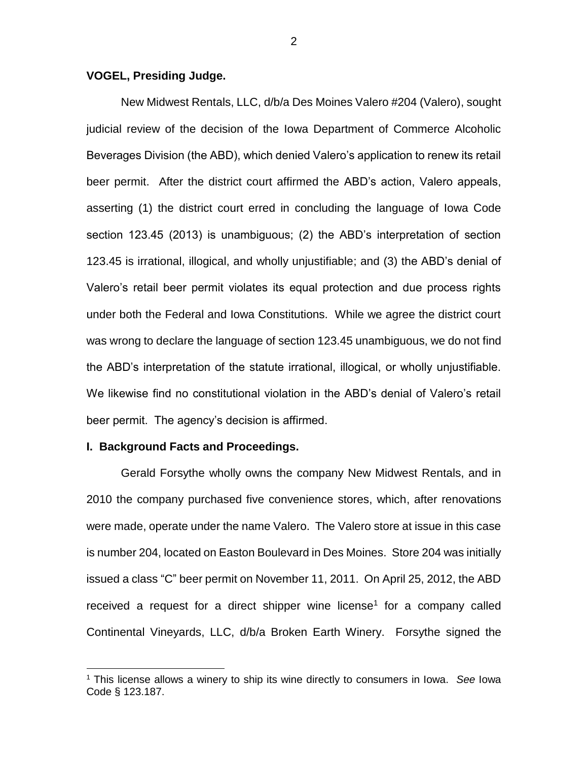**VOGEL, Presiding Judge.**

New Midwest Rentals, LLC, d/b/a Des Moines Valero #204 (Valero), sought judicial review of the decision of the Iowa Department of Commerce Alcoholic Beverages Division (the ABD), which denied Valero's application to renew its retail beer permit. After the district court affirmed the ABD's action, Valero appeals, asserting (1) the district court erred in concluding the language of Iowa Code section 123.45 (2013) is unambiguous; (2) the ABD's interpretation of section 123.45 is irrational, illogical, and wholly unjustifiable; and (3) the ABD's denial of Valero's retail beer permit violates its equal protection and due process rights under both the Federal and Iowa Constitutions. While we agree the district court was wrong to declare the language of section 123.45 unambiguous, we do not find the ABD's interpretation of the statute irrational, illogical, or wholly unjustifiable. We likewise find no constitutional violation in the ABD's denial of Valero's retail beer permit. The agency's decision is affirmed.

**I. Background Facts and Proceedings.**

Gerald Forsythe wholly owns the company New Midwest Rentals, and in 2010 the company purchased five convenience stores, which, after renovations were made, operate under the name Valero. The Valero store at issue in this case is number 204, located on Easton Boulevard in Des Moines. Store 204 was initially issued a class "C" beer permit on November 11, 2011. On April 25, 2012, the ABD received a request for a direct shipper wine license[1] for a company called Continental Vineyards, LLC, d/b/a Broken Earth Winery. Forsythe signed the

[1] This license allows a winery to ship its wine directly to consumers in Iowa. *See* Iowa Code § 123.187.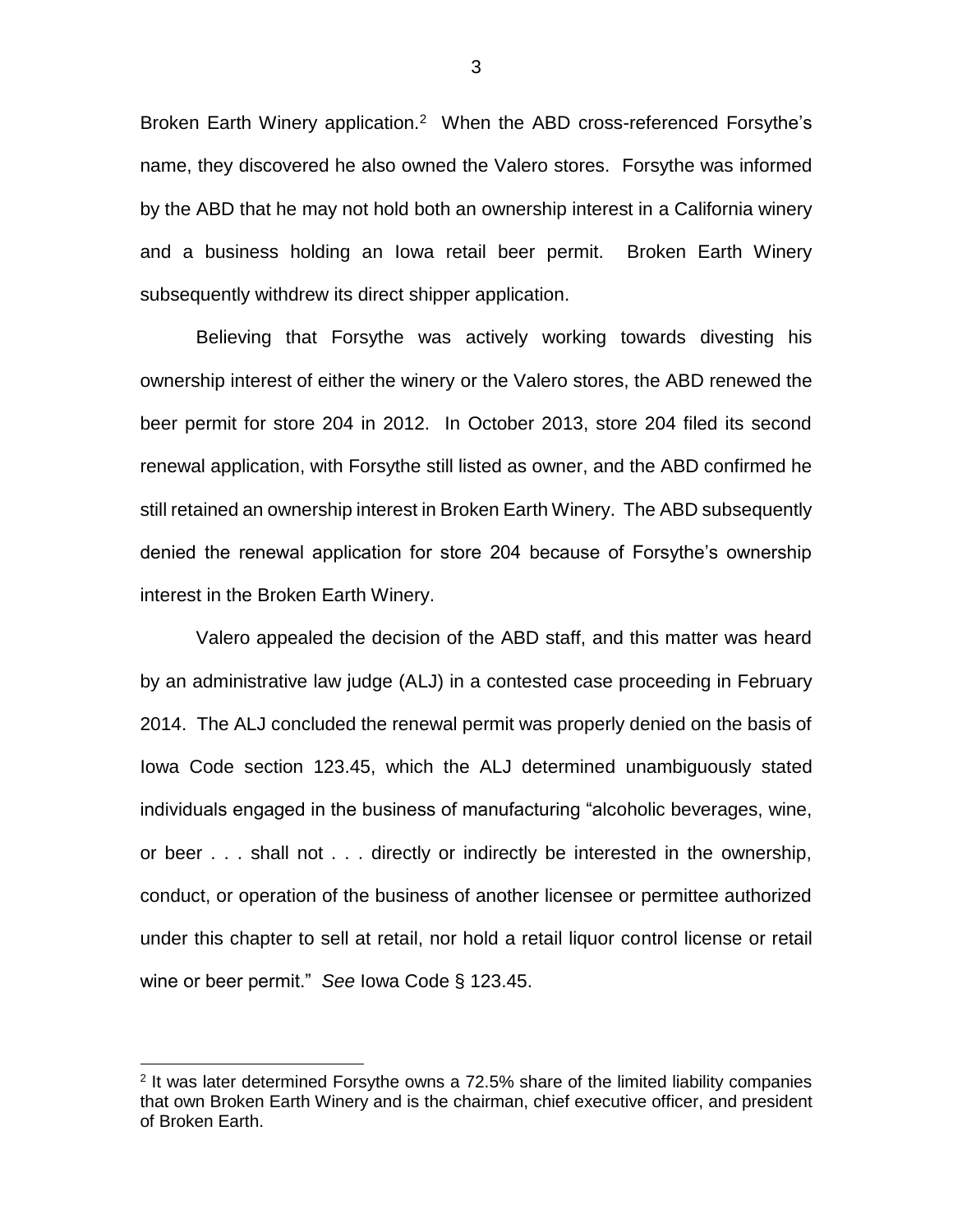Broken Earth Winery application.[2] When the ABD cross-referenced Forsythe's name, they discovered he also owned the Valero stores. Forsythe was informed by the ABD that he may not hold both an ownership interest in a California winery and a business holding an Iowa retail beer permit. Broken Earth Winery subsequently withdrew its direct shipper application.

Believing that Forsythe was actively working towards divesting his ownership interest of either the winery or the Valero stores, the ABD renewed the beer permit for store 204 in 2012. In October 2013, store 204 filed its second renewal application, with Forsythe still listed as owner, and the ABD confirmed he still retained an ownership interest in Broken Earth Winery. The ABD subsequently denied the renewal application for store 204 because of Forsythe's ownership interest in the Broken Earth Winery.

Valero appealed the decision of the ABD staff, and this matter was heard by an administrative law judge (ALJ) in a contested case proceeding in February 2014. The ALJ concluded the renewal permit was properly denied on the basis of Iowa Code section 123.45, which the ALJ determined unambiguously stated individuals engaged in the business of manufacturing "alcoholic beverages, wine, or beer . . . shall not . . . directly or indirectly be interested in the ownership, conduct, or operation of the business of another licensee or permittee authorized under this chapter to sell at retail, nor hold a retail liquor control license or retail wine or beer permit." *See* Iowa Code § 123.45.

[2] It was later determined Forsythe owns a 72.5% share of the limited liability companies that own Broken Earth Winery and is the chairman, chief executive officer, and president of Broken Earth.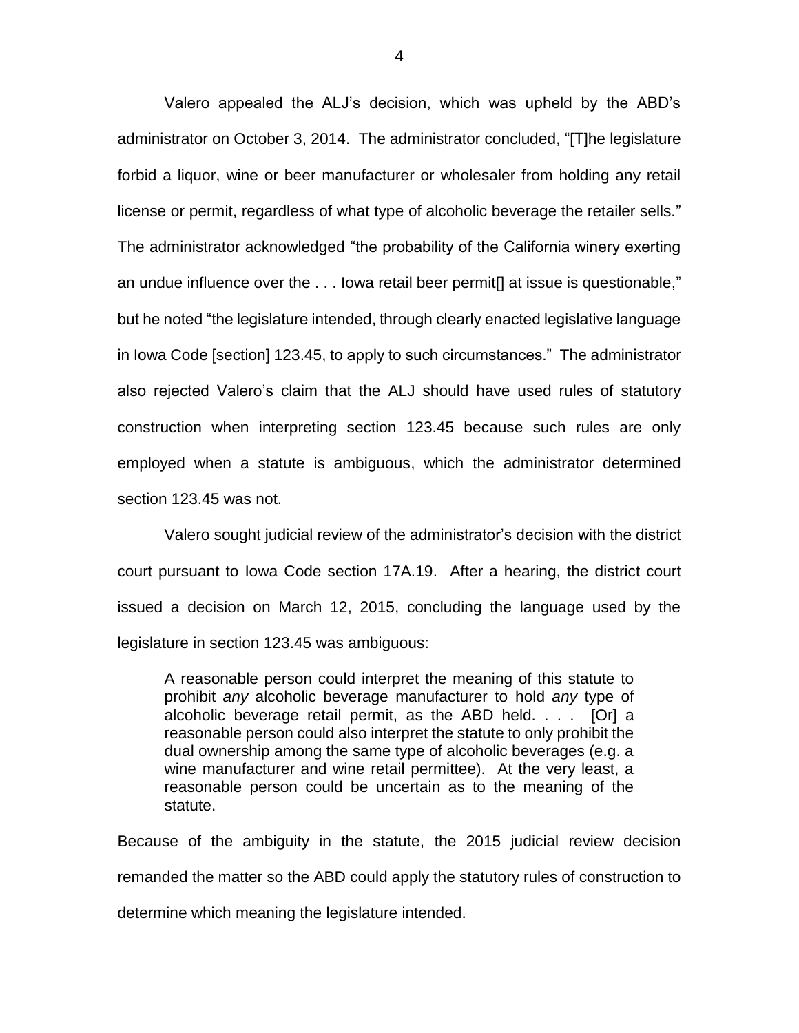Valero appealed the ALJ's decision, which was upheld by the ABD's administrator on October 3, 2014. The administrator concluded, "[T]he legislature forbid a liquor, wine or beer manufacturer or wholesaler from holding any retail license or permit, regardless of what type of alcoholic beverage the retailer sells." The administrator acknowledged "the probability of the California winery exerting an undue influence over the . . . Iowa retail beer permit[] at issue is questionable," but he noted "the legislature intended, through clearly enacted legislative language in Iowa Code [section] 123.45, to apply to such circumstances." The administrator also rejected Valero's claim that the ALJ should have used rules of statutory construction when interpreting section 123.45 because such rules are only employed when a statute is ambiguous, which the administrator determined section 123.45 was not.

Valero sought judicial review of the administrator's decision with the district court pursuant to Iowa Code section 17A.19. After a hearing, the district court issued a decision on March 12, 2015, concluding the language used by the legislature in section 123.45 was ambiguous:

> A reasonable person could interpret the meaning of this statute to prohibit *any* alcoholic beverage manufacturer to hold *any* type of alcoholic beverage retail permit, as the ABD held. . . . [Or] a reasonable person could also interpret the statute to only prohibit the dual ownership among the same type of alcoholic beverages (e.g. a wine manufacturer and wine retail permittee). At the very least, a reasonable person could be uncertain as to the meaning of the statute.

Because of the ambiguity in the statute, the 2015 judicial review decision remanded the matter so the ABD could apply the statutory rules of construction to determine which meaning the legislature intended.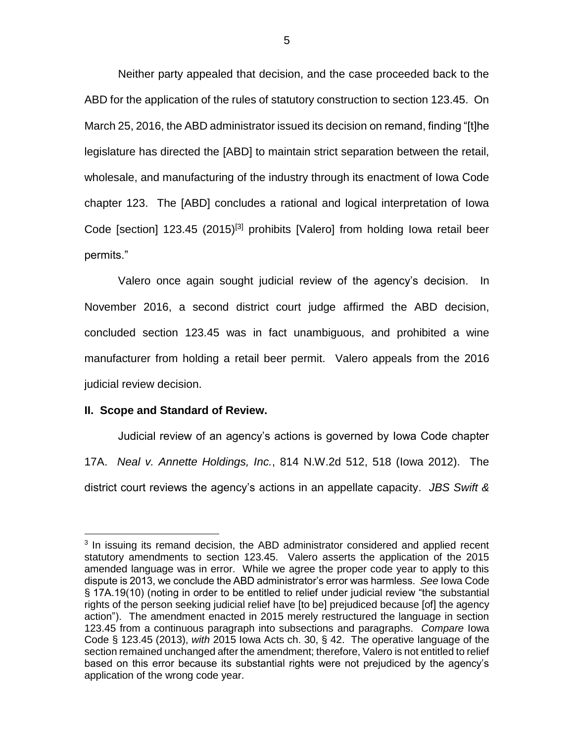Neither party appealed that decision, and the case proceeded back to the ABD for the application of the rules of statutory construction to section 123.45. On March 25, 2016, the ABD administrator issued its decision on remand, finding "[t]he legislature has directed the [ABD] to maintain strict separation between the retail, wholesale, and manufacturing of the industry through its enactment of Iowa Code chapter 123. The [ABD] concludes a rational and logical interpretation of Iowa Code [section] 123.45 (2015)[3] prohibits [Valero] from holding Iowa retail beer permits."

Valero once again sought judicial review of the agency's decision. In November 2016, a second district court judge affirmed the ABD decision, concluded section 123.45 was in fact unambiguous, and prohibited a wine manufacturer from holding a retail beer permit. Valero appeals from the 2016 judicial review decision.

## II. Scope and Standard of Review.

Judicial review of an agency's actions is governed by Iowa Code chapter 17A. *Neal v. Annette Holdings, Inc.*, 814 N.W.2d 512, 518 (Iowa 2012). The district court reviews the agency's actions in an appellate capacity. *JBS Swift &*

[3] In issuing its remand decision, the ABD administrator considered and applied recent statutory amendments to section 123.45. Valero asserts the application of the 2015 amended language was in error. While we agree the proper code year to apply to this dispute is 2013, we conclude the ABD administrator's error was harmless. *See* Iowa Code § 17A.19(10) (noting in order to be entitled to relief under judicial review "the substantial rights of the person seeking judicial relief have [to be] prejudiced because [of] the agency action"). The amendment enacted in 2015 merely restructured the language in section 123.45 from a continuous paragraph into subsections and paragraphs. *Compare* Iowa Code § 123.45 (2013), *with* 2015 Iowa Acts ch. 30, § 42. The operative language of the section remained unchanged after the amendment; therefore, Valero is not entitled to relief based on this error because its substantial rights were not prejudiced by the agency's application of the wrong code year.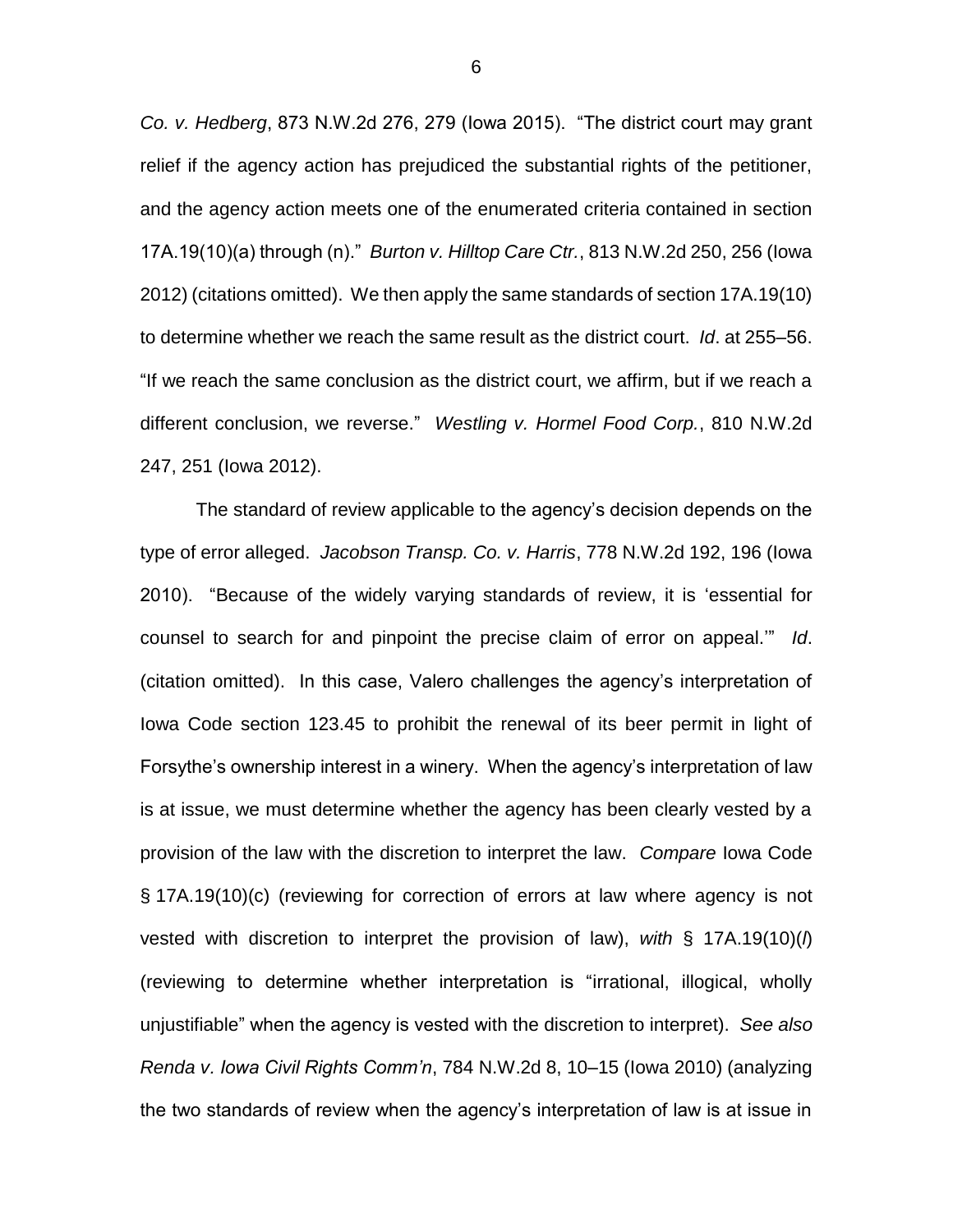*Co. v. Hedberg*, 873 N.W.2d 276, 279 (Iowa 2015). "The district court may grant relief if the agency action has prejudiced the substantial rights of the petitioner, and the agency action meets one of the enumerated criteria contained in section 17A.19(10)(a) through (n)." *Burton v. Hilltop Care Ctr.*, 813 N.W.2d 250, 256 (Iowa 2012) (citations omitted). We then apply the same standards of section 17A.19(10) to determine whether we reach the same result as the district court. *Id*. at 255–56. "If we reach the same conclusion as the district court, we affirm, but if we reach a different conclusion, we reverse." *Westling v. Hormel Food Corp.*, 810 N.W.2d 247, 251 (Iowa 2012).

The standard of review applicable to the agency's decision depends on the type of error alleged. *Jacobson Transp. Co. v. Harris*, 778 N.W.2d 192, 196 (Iowa 2010). "Because of the widely varying standards of review, it is 'essential for counsel to search for and pinpoint the precise claim of error on appeal.'" *Id*. (citation omitted). In this case, Valero challenges the agency's interpretation of Iowa Code section 123.45 to prohibit the renewal of its beer permit in light of Forsythe's ownership interest in a winery. When the agency's interpretation of law is at issue, we must determine whether the agency has been clearly vested by a provision of the law with the discretion to interpret the law. *Compare* Iowa Code § 17A.19(10)(c) (reviewing for correction of errors at law where agency is not vested with discretion to interpret the provision of law), *with* § 17A.19(10)(*l*) (reviewing to determine whether interpretation is "irrational, illogical, wholly unjustifiable" when the agency is vested with the discretion to interpret). *See also Renda v. Iowa Civil Rights Comm'n*, 784 N.W.2d 8, 10–15 (Iowa 2010) (analyzing the two standards of review when the agency's interpretation of law is at issue in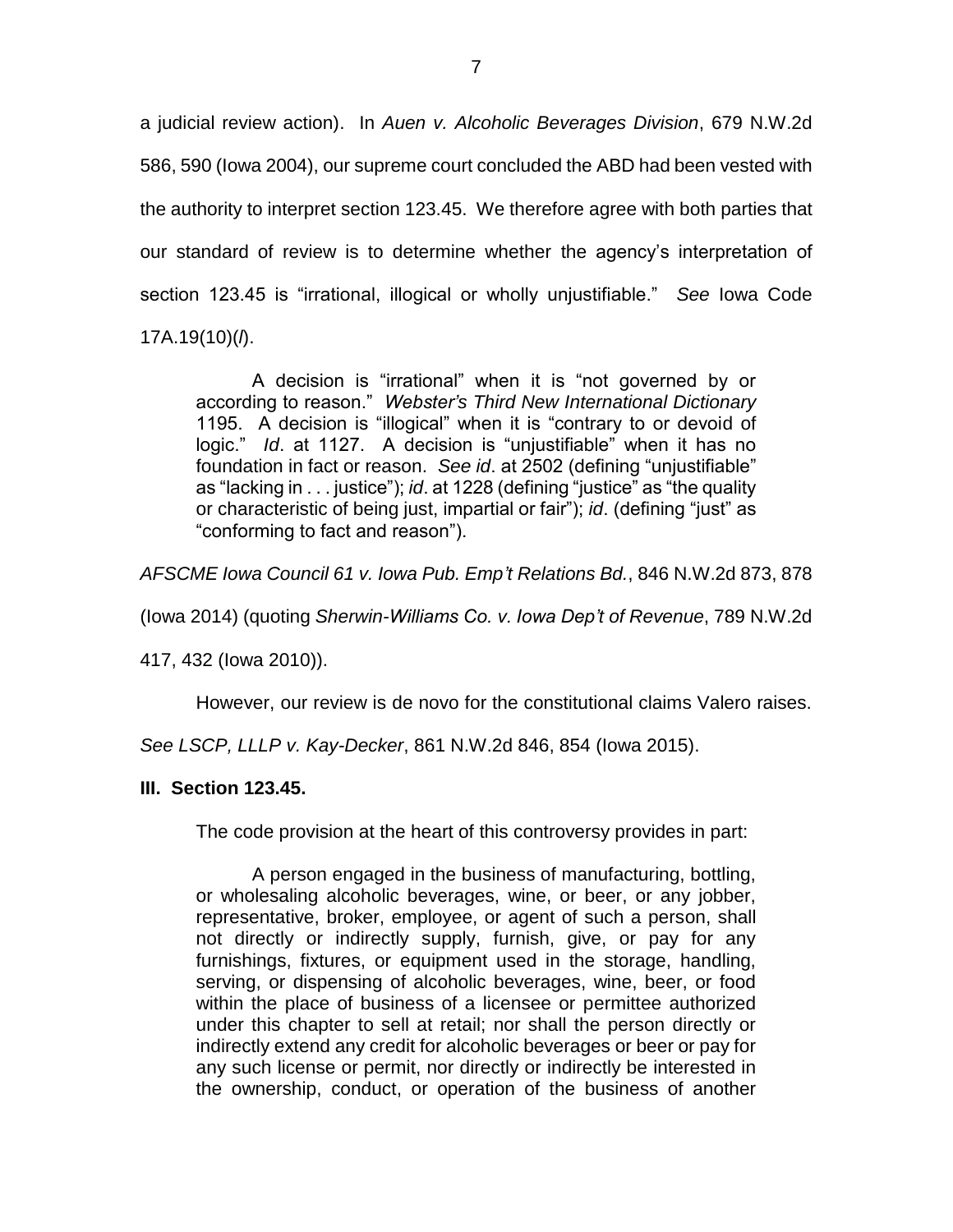a judicial review action). In *Auen v. Alcoholic Beverages Division*, 679 N.W.2d 586, 590 (Iowa 2004), our supreme court concluded the ABD had been vested with the authority to interpret section 123.45. We therefore agree with both parties that our standard of review is to determine whether the agency's interpretation of section 123.45 is "irrational, illogical or wholly unjustifiable." *See* Iowa Code 17A.19(10)(*l*).

> A decision is "irrational" when it is "not governed by or according to reason." *Webster's Third New International Dictionary* 1195. A decision is "illogical" when it is "contrary to or devoid of logic." *Id*. at 1127. A decision is "unjustifiable" when it has no foundation in fact or reason. *See id*. at 2502 (defining "unjustifiable" as "lacking in . . . justice"); *id*. at 1228 (defining "justice" as "the quality or characteristic of being just, impartial or fair"); *id*. (defining "just" as "conforming to fact and reason").

*AFSCME Iowa Council 61 v. Iowa Pub. Emp't Relations Bd.*, 846 N.W.2d 873, 878 (Iowa 2014) (quoting *Sherwin-Williams Co. v. Iowa Dep't of Revenue*, 789 N.W.2d 417, 432 (Iowa 2010)).

However, our review is de novo for the constitutional claims Valero raises. *See LSCP, LLLP v. Kay-Decker*, 861 N.W.2d 846, 854 (Iowa 2015).

### III. Section 123.45.

The code provision at the heart of this controversy provides in part:

> A person engaged in the business of manufacturing, bottling, or wholesaling alcoholic beverages, wine, or beer, or any jobber, representative, broker, employee, or agent of such a person, shall not directly or indirectly supply, furnish, give, or pay for any furnishings, fixtures, or equipment used in the storage, handling, serving, or dispensing of alcoholic beverages, wine, beer, or food within the place of business of a licensee or permittee authorized under this chapter to sell at retail; nor shall the person directly or indirectly extend any credit for alcoholic beverages or beer or pay for any such license or permit, nor directly or indirectly be interested in the ownership, conduct, or operation of the business of another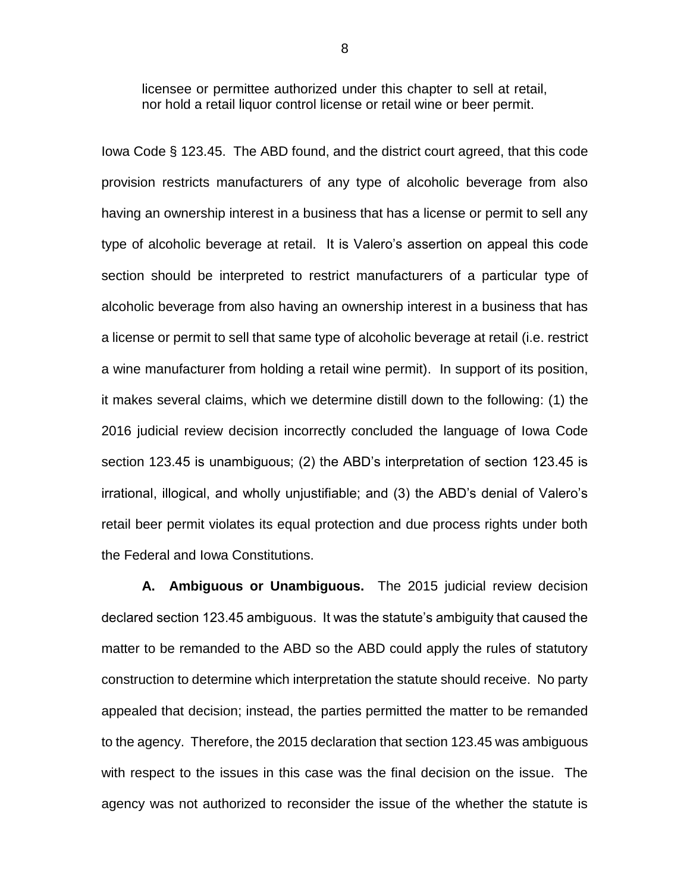> licensee or permittee authorized under this chapter to sell at retail, nor hold a retail liquor control license or retail wine or beer permit.

Iowa Code § 123.45. The ABD found, and the district court agreed, that this code provision restricts manufacturers of any type of alcoholic beverage from also having an ownership interest in a business that has a license or permit to sell any type of alcoholic beverage at retail. It is Valero's assertion on appeal this code section should be interpreted to restrict manufacturers of a particular type of alcoholic beverage from also having an ownership interest in a business that has a license or permit to sell that same type of alcoholic beverage at retail (i.e. restrict a wine manufacturer from holding a retail wine permit). In support of its position, it makes several claims, which we determine distill down to the following: (1) the 2016 judicial review decision incorrectly concluded the language of Iowa Code section 123.45 is unambiguous; (2) the ABD's interpretation of section 123.45 is irrational, illogical, and wholly unjustifiable; and (3) the ABD's denial of Valero's retail beer permit violates its equal protection and due process rights under both the Federal and Iowa Constitutions.

**A. Ambiguous or Unambiguous.** The 2015 judicial review decision declared section 123.45 ambiguous. It was the statute's ambiguity that caused the matter to be remanded to the ABD so the ABD could apply the rules of statutory construction to determine which interpretation the statute should receive. No party appealed that decision; instead, the parties permitted the matter to be remanded to the agency. Therefore, the 2015 declaration that section 123.45 was ambiguous with respect to the issues in this case was the final decision on the issue. The agency was not authorized to reconsider the issue of the whether the statute is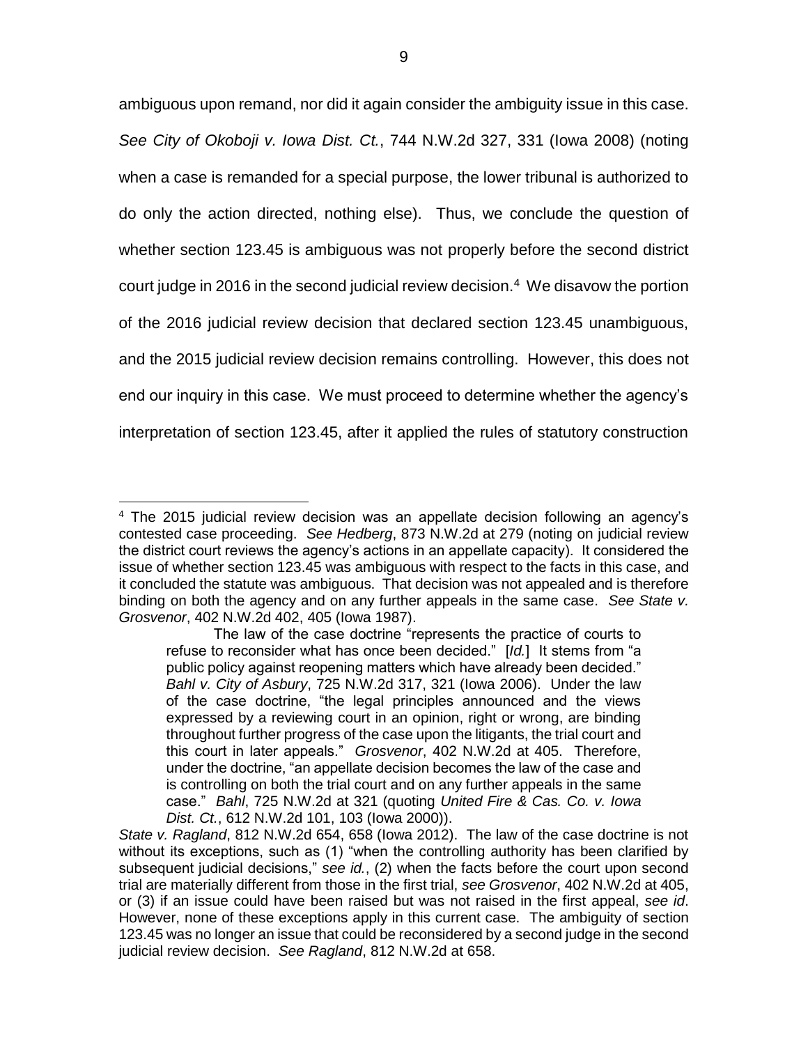ambiguous upon remand, nor did it again consider the ambiguity issue in this case. *See City of Okoboji v. Iowa Dist. Ct.*, 744 N.W.2d 327, 331 (Iowa 2008) (noting when a case is remanded for a special purpose, the lower tribunal is authorized to do only the action directed, nothing else). Thus, we conclude the question of whether section 123.45 is ambiguous was not properly before the second district court judge in 2016 in the second judicial review decision.[4] We disavow the portion of the 2016 judicial review decision that declared section 123.45 unambiguous, and the 2015 judicial review decision remains controlling. However, this does not end our inquiry in this case. We must proceed to determine whether the agency's interpretation of section 123.45, after it applied the rules of statutory construction

---

[4] The 2015 judicial review decision was an appellate decision following an agency's contested case proceeding. *See Hedberg*, 873 N.W.2d at 279 (noting on judicial review the district court reviews the agency's actions in an appellate capacity). It considered the issue of whether section 123.45 was ambiguous with respect to the facts in this case, and it concluded the statute was ambiguous. That decision was not appealed and is therefore binding on both the agency and on any further appeals in the same case. *See State v. Grosvenor*, 402 N.W.2d 402, 405 (Iowa 1987).

> The law of the case doctrine "represents the practice of courts to refuse to reconsider what has once been decided." [*Id.*] It stems from "a public policy against reopening matters which have already been decided." *Bahl v. City of Asbury*, 725 N.W.2d 317, 321 (Iowa 2006). Under the law of the case doctrine, "the legal principles announced and the views expressed by a reviewing court in an opinion, right or wrong, are binding throughout further progress of the case upon the litigants, the trial court and this court in later appeals." *Grosvenor*, 402 N.W.2d at 405. Therefore, under the doctrine, "an appellate decision becomes the law of the case and is controlling on both the trial court and on any further appeals in the same case." *Bahl*, 725 N.W.2d at 321 (quoting *United Fire & Cas. Co. v. Iowa Dist. Ct.*, 612 N.W.2d 101, 103 (Iowa 2000)).

*State v. Ragland*, 812 N.W.2d 654, 658 (Iowa 2012). The law of the case doctrine is not without its exceptions, such as (1) "when the controlling authority has been clarified by subsequent judicial decisions," *see id.*, (2) when the facts before the court upon second trial are materially different from those in the first trial, *see Grosvenor*, 402 N.W.2d at 405, or (3) if an issue could have been raised but was not raised in the first appeal, *see id*. However, none of these exceptions apply in this current case. The ambiguity of section 123.45 was no longer an issue that could be reconsidered by a second judge in the second judicial review decision. *See Ragland*, 812 N.W.2d at 658.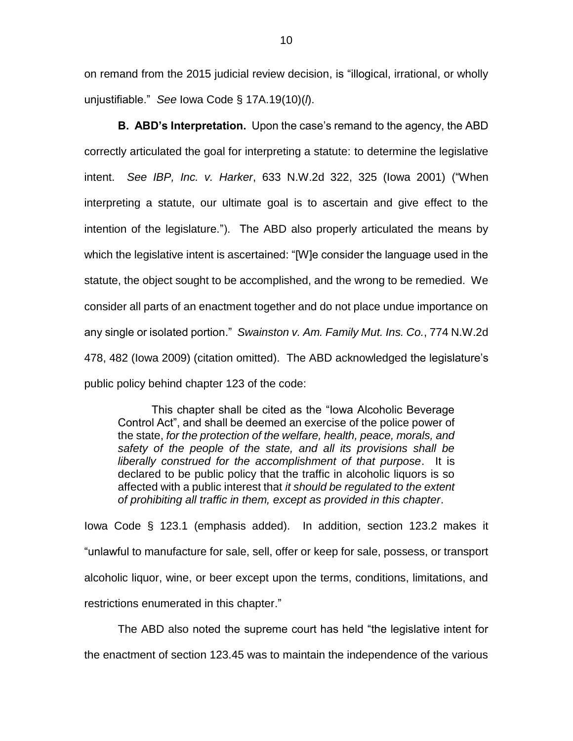on remand from the 2015 judicial review decision, is "illogical, irrational, or wholly unjustifiable." *See* Iowa Code § 17A.19(10)(*l*).

**B. ABD's Interpretation.** Upon the case's remand to the agency, the ABD correctly articulated the goal for interpreting a statute: to determine the legislative intent. *See IBP, Inc. v. Harker*, 633 N.W.2d 322, 325 (Iowa 2001) ("When interpreting a statute, our ultimate goal is to ascertain and give effect to the intention of the legislature."). The ABD also properly articulated the means by which the legislative intent is ascertained: "[W]e consider the language used in the statute, the object sought to be accomplished, and the wrong to be remedied. We consider all parts of an enactment together and do not place undue importance on any single or isolated portion." *Swainston v. Am. Family Mut. Ins. Co.*, 774 N.W.2d 478, 482 (Iowa 2009) (citation omitted). The ABD acknowledged the legislature's public policy behind chapter 123 of the code:

> This chapter shall be cited as the "Iowa Alcoholic Beverage Control Act", and shall be deemed an exercise of the police power of the state, *for the protection of the welfare, health, peace, morals, and safety of the people of the state, and all its provisions shall be liberally construed for the accomplishment of that purpose*. It is declared to be public policy that the traffic in alcoholic liquors is so affected with a public interest that *it should be regulated to the extent of prohibiting all traffic in them, except as provided in this chapter*.

Iowa Code § 123.1 (emphasis added). In addition, section 123.2 makes it "unlawful to manufacture for sale, sell, offer or keep for sale, possess, or transport alcoholic liquor, wine, or beer except upon the terms, conditions, limitations, and restrictions enumerated in this chapter."

The ABD also noted the supreme court has held "the legislative intent for the enactment of section 123.45 was to maintain the independence of the various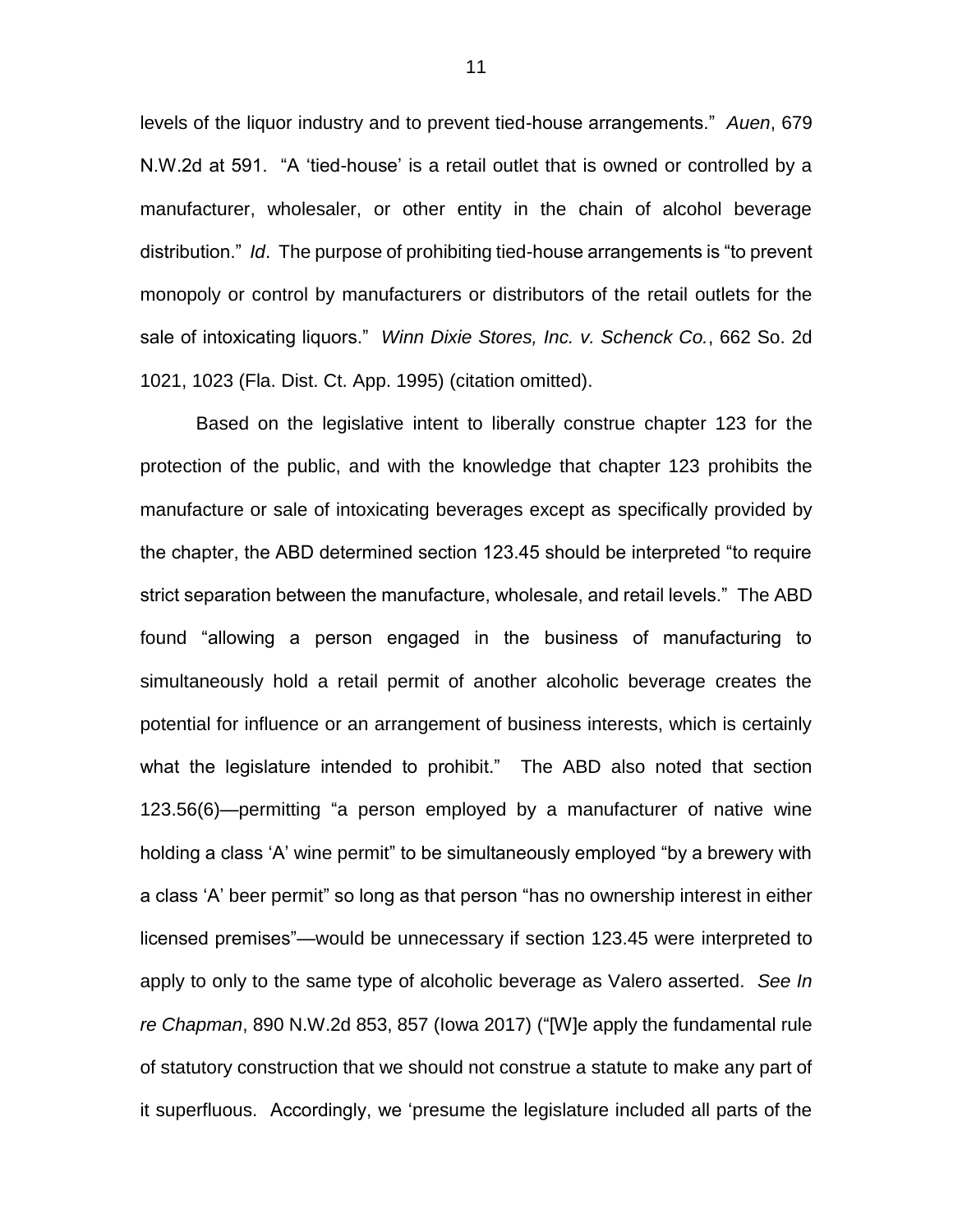levels of the liquor industry and to prevent tied-house arrangements." *Auen*, 679 N.W.2d at 591. "A 'tied-house' is a retail outlet that is owned or controlled by a manufacturer, wholesaler, or other entity in the chain of alcohol beverage distribution." *Id*. The purpose of prohibiting tied-house arrangements is "to prevent monopoly or control by manufacturers or distributors of the retail outlets for the sale of intoxicating liquors." *Winn Dixie Stores, Inc. v. Schenck Co.*, 662 So. 2d 1021, 1023 (Fla. Dist. Ct. App. 1995) (citation omitted).

Based on the legislative intent to liberally construe chapter 123 for the protection of the public, and with the knowledge that chapter 123 prohibits the manufacture or sale of intoxicating beverages except as specifically provided by the chapter, the ABD determined section 123.45 should be interpreted "to require strict separation between the manufacture, wholesale, and retail levels." The ABD found "allowing a person engaged in the business of manufacturing to simultaneously hold a retail permit of another alcoholic beverage creates the potential for influence or an arrangement of business interests, which is certainly what the legislature intended to prohibit." The ABD also noted that section 123.56(6)—permitting "a person employed by a manufacturer of native wine holding a class 'A' wine permit" to be simultaneously employed "by a brewery with a class 'A' beer permit" so long as that person "has no ownership interest in either licensed premises"—would be unnecessary if section 123.45 were interpreted to apply to only to the same type of alcoholic beverage as Valero asserted. *See In re Chapman*, 890 N.W.2d 853, 857 (Iowa 2017) ("[W]e apply the fundamental rule of statutory construction that we should not construe a statute to make any part of it superfluous. Accordingly, we 'presume the legislature included all parts of the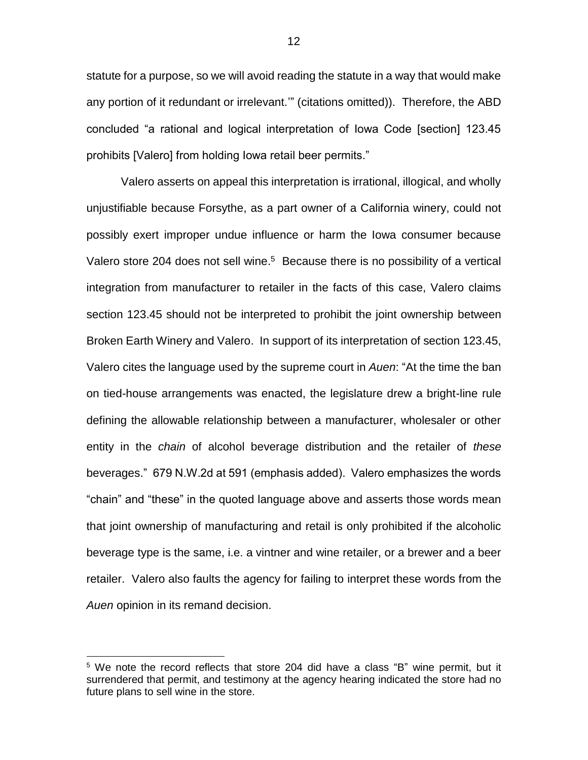statute for a purpose, so we will avoid reading the statute in a way that would make any portion of it redundant or irrelevant.'" (citations omitted)). Therefore, the ABD concluded "a rational and logical interpretation of Iowa Code [section] 123.45 prohibits [Valero] from holding Iowa retail beer permits."

Valero asserts on appeal this interpretation is irrational, illogical, and wholly unjustifiable because Forsythe, as a part owner of a California winery, could not possibly exert improper undue influence or harm the Iowa consumer because Valero store 204 does not sell wine.[5] Because there is no possibility of a vertical integration from manufacturer to retailer in the facts of this case, Valero claims section 123.45 should not be interpreted to prohibit the joint ownership between Broken Earth Winery and Valero. In support of its interpretation of section 123.45, Valero cites the language used by the supreme court in *Auen*: "At the time the ban on tied-house arrangements was enacted, the legislature drew a bright-line rule defining the allowable relationship between a manufacturer, wholesaler or other entity in the *chain* of alcohol beverage distribution and the retailer of *these* beverages." 679 N.W.2d at 591 (emphasis added). Valero emphasizes the words "chain" and "these" in the quoted language above and asserts those words mean that joint ownership of manufacturing and retail is only prohibited if the alcoholic beverage type is the same, i.e. a vintner and wine retailer, or a brewer and a beer retailer. Valero also faults the agency for failing to interpret these words from the *Auen* opinion in its remand decision.

[5] We note the record reflects that store 204 did have a class "B" wine permit, but it surrendered that permit, and testimony at the agency hearing indicated the store had no future plans to sell wine in the store.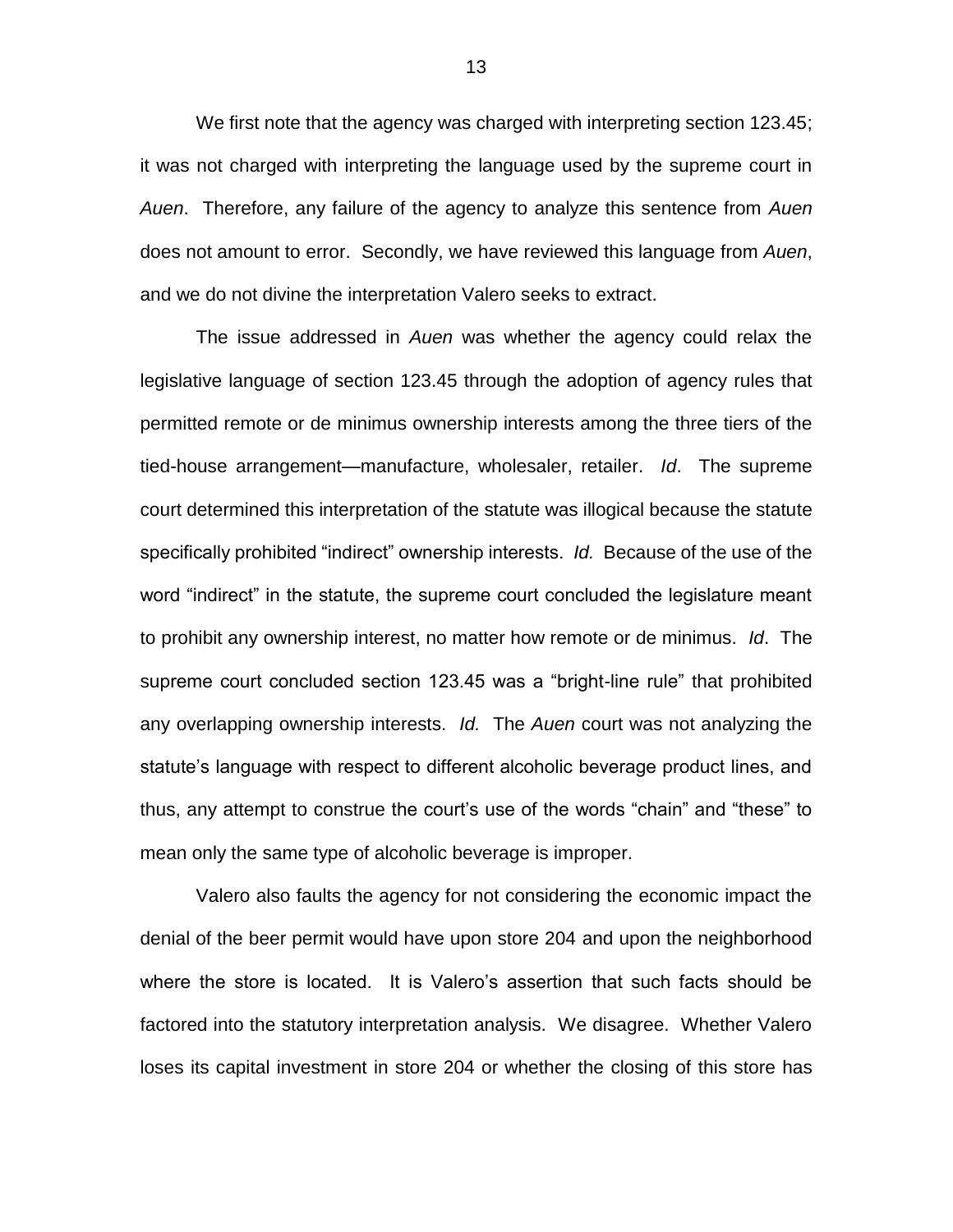We first note that the agency was charged with interpreting section 123.45; it was not charged with interpreting the language used by the supreme court in *Auen*. Therefore, any failure of the agency to analyze this sentence from *Auen* does not amount to error. Secondly, we have reviewed this language from *Auen*, and we do not divine the interpretation Valero seeks to extract.

The issue addressed in *Auen* was whether the agency could relax the legislative language of section 123.45 through the adoption of agency rules that permitted remote or de minimus ownership interests among the three tiers of the tied-house arrangement—manufacture, wholesaler, retailer. *Id*. The supreme court determined this interpretation of the statute was illogical because the statute specifically prohibited "indirect" ownership interests. *Id.* Because of the use of the word "indirect" in the statute, the supreme court concluded the legislature meant to prohibit any ownership interest, no matter how remote or de minimus. *Id*. The supreme court concluded section 123.45 was a "bright-line rule" that prohibited any overlapping ownership interests. *Id.* The *Auen* court was not analyzing the statute's language with respect to different alcoholic beverage product lines, and thus, any attempt to construe the court's use of the words "chain" and "these" to mean only the same type of alcoholic beverage is improper.

Valero also faults the agency for not considering the economic impact the denial of the beer permit would have upon store 204 and upon the neighborhood where the store is located. It is Valero's assertion that such facts should be factored into the statutory interpretation analysis. We disagree. Whether Valero loses its capital investment in store 204 or whether the closing of this store has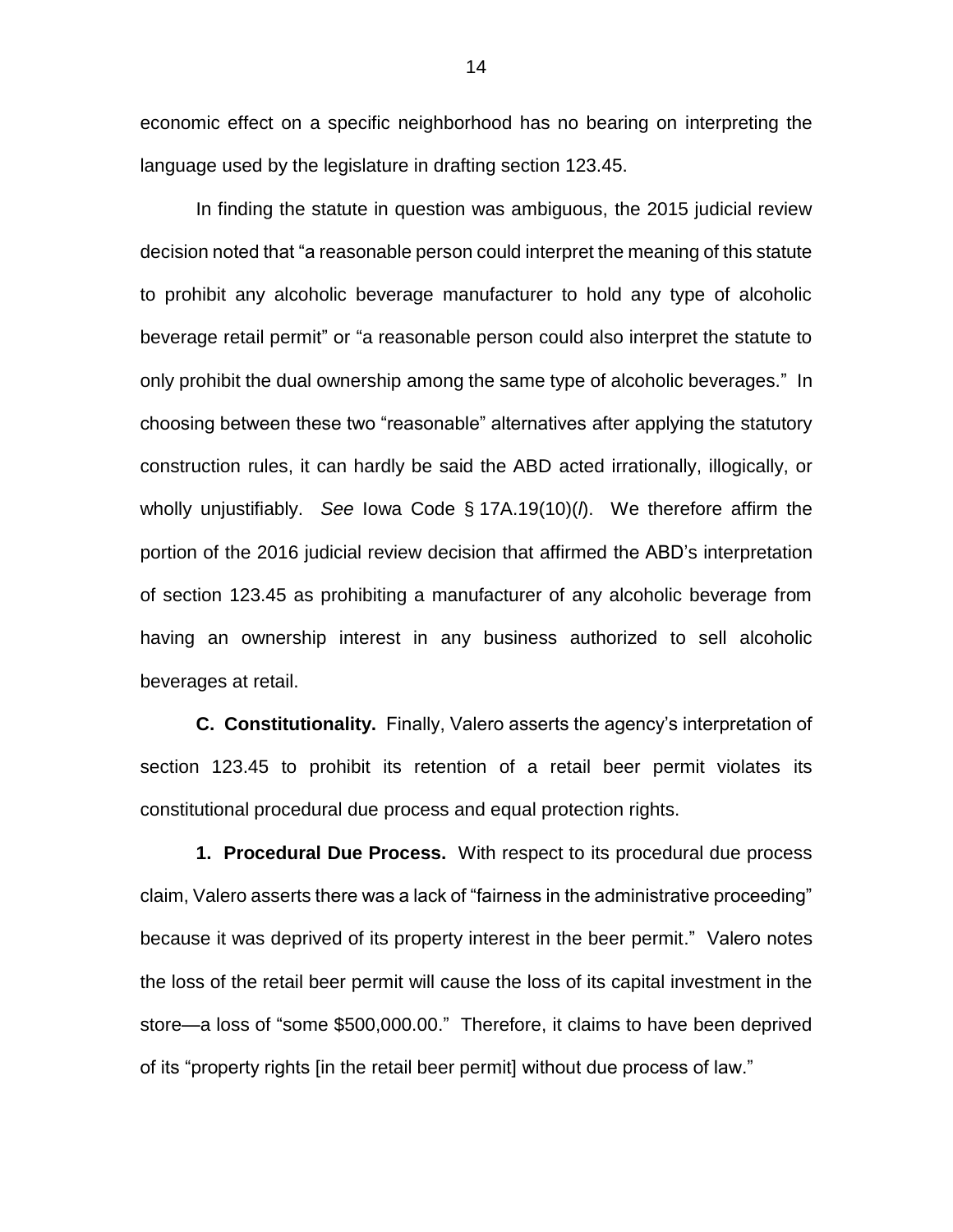economic effect on a specific neighborhood has no bearing on interpreting the language used by the legislature in drafting section 123.45.

In finding the statute in question was ambiguous, the 2015 judicial review decision noted that "a reasonable person could interpret the meaning of this statute to prohibit any alcoholic beverage manufacturer to hold any type of alcoholic beverage retail permit" or "a reasonable person could also interpret the statute to only prohibit the dual ownership among the same type of alcoholic beverages." In choosing between these two "reasonable" alternatives after applying the statutory construction rules, it can hardly be said the ABD acted irrationally, illogically, or wholly unjustifiably. *See* Iowa Code § 17A.19(10)(*l*). We therefore affirm the portion of the 2016 judicial review decision that affirmed the ABD's interpretation of section 123.45 as prohibiting a manufacturer of any alcoholic beverage from having an ownership interest in any business authorized to sell alcoholic beverages at retail.

**C. Constitutionality.** Finally, Valero asserts the agency's interpretation of section 123.45 to prohibit its retention of a retail beer permit violates its constitutional procedural due process and equal protection rights.

**1. Procedural Due Process.** With respect to its procedural due process claim, Valero asserts there was a lack of "fairness in the administrative proceeding" because it was deprived of its property interest in the beer permit." Valero notes the loss of the retail beer permit will cause the loss of its capital investment in the store—a loss of "some $500,000.00." Therefore, it claims to have been deprived of its "property rights [in the retail beer permit] without due process of law."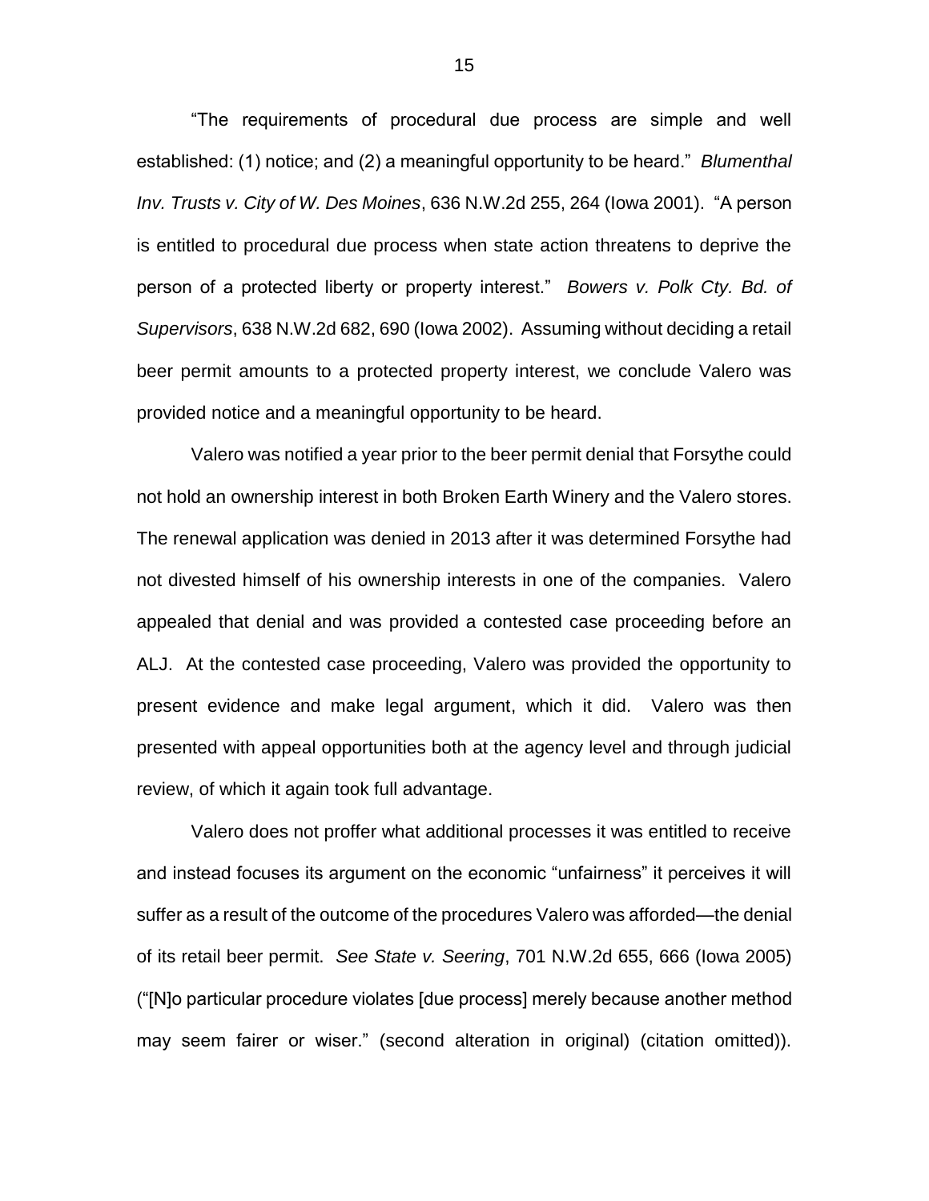"The requirements of procedural due process are simple and well established: (1) notice; and (2) a meaningful opportunity to be heard." *Blumenthal Inv. Trusts v. City of W. Des Moines*, 636 N.W.2d 255, 264 (Iowa 2001). "A person is entitled to procedural due process when state action threatens to deprive the person of a protected liberty or property interest." *Bowers v. Polk Cty. Bd. of Supervisors*, 638 N.W.2d 682, 690 (Iowa 2002). Assuming without deciding a retail beer permit amounts to a protected property interest, we conclude Valero was provided notice and a meaningful opportunity to be heard.

Valero was notified a year prior to the beer permit denial that Forsythe could not hold an ownership interest in both Broken Earth Winery and the Valero stores. The renewal application was denied in 2013 after it was determined Forsythe had not divested himself of his ownership interests in one of the companies. Valero appealed that denial and was provided a contested case proceeding before an ALJ. At the contested case proceeding, Valero was provided the opportunity to present evidence and make legal argument, which it did. Valero was then presented with appeal opportunities both at the agency level and through judicial review, of which it again took full advantage.

Valero does not proffer what additional processes it was entitled to receive and instead focuses its argument on the economic "unfairness" it perceives it will suffer as a result of the outcome of the procedures Valero was afforded—the denial of its retail beer permit. *See State v. Seering*, 701 N.W.2d 655, 666 (Iowa 2005) ("[N]o particular procedure violates [due process] merely because another method may seem fairer or wiser." (second alteration in original) (citation omitted)).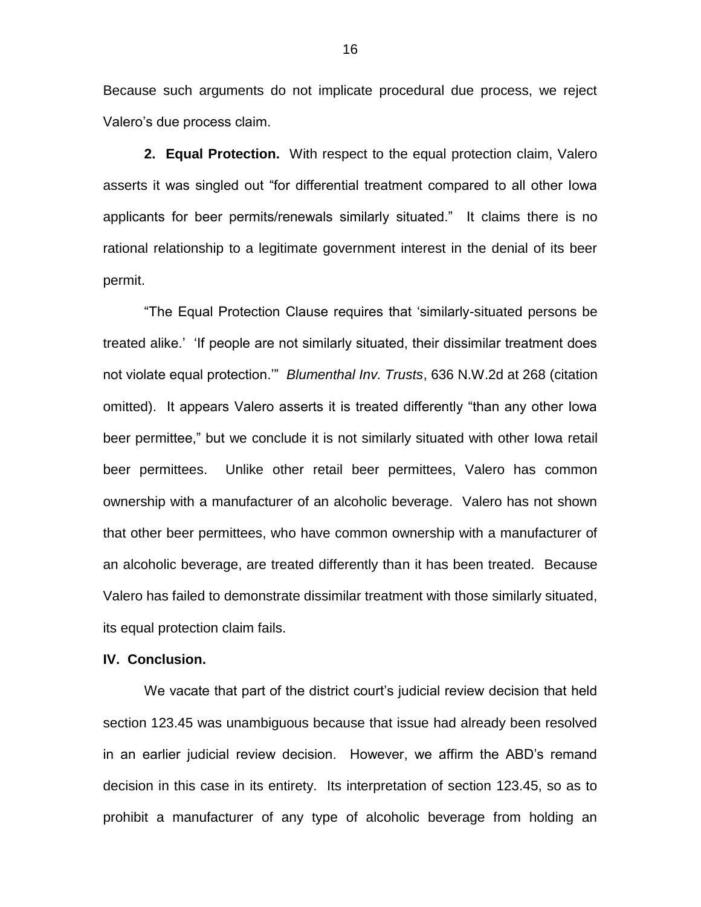Because such arguments do not implicate procedural due process, we reject Valero's due process claim.

**2. Equal Protection.** With respect to the equal protection claim, Valero asserts it was singled out "for differential treatment compared to all other Iowa applicants for beer permits/renewals similarly situated." It claims there is no rational relationship to a legitimate government interest in the denial of its beer permit.

"The Equal Protection Clause requires that 'similarly-situated persons be treated alike.' 'If people are not similarly situated, their dissimilar treatment does not violate equal protection.'" *Blumenthal Inv. Trusts*, 636 N.W.2d at 268 (citation omitted). It appears Valero asserts it is treated differently "than any other Iowa beer permittee," but we conclude it is not similarly situated with other Iowa retail beer permittees. Unlike other retail beer permittees, Valero has common ownership with a manufacturer of an alcoholic beverage. Valero has not shown that other beer permittees, who have common ownership with a manufacturer of an alcoholic beverage, are treated differently than it has been treated. Because Valero has failed to demonstrate dissimilar treatment with those similarly situated, its equal protection claim fails.

**IV. Conclusion.**

We vacate that part of the district court's judicial review decision that held section 123.45 was unambiguous because that issue had already been resolved in an earlier judicial review decision. However, we affirm the ABD's remand decision in this case in its entirety. Its interpretation of section 123.45, so as to prohibit a manufacturer of any type of alcoholic beverage from holding an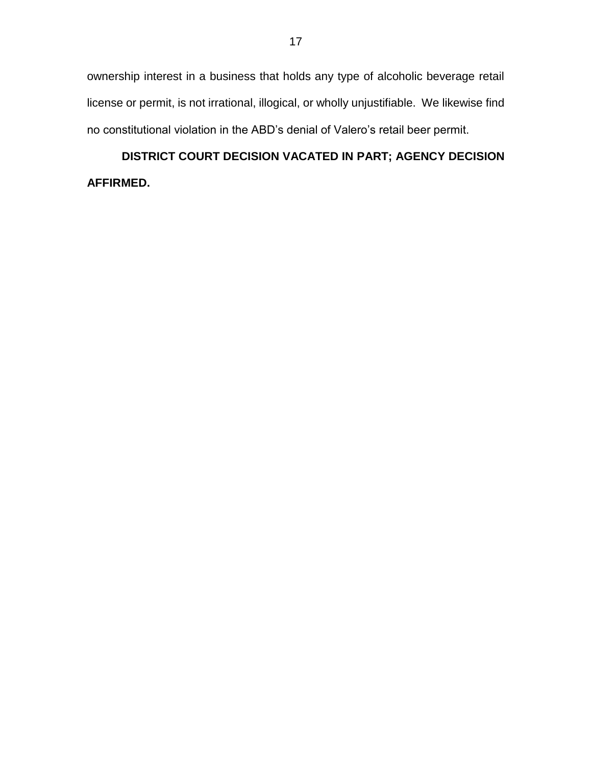ownership interest in a business that holds any type of alcoholic beverage retail license or permit, is not irrational, illogical, or wholly unjustifiable. We likewise find no constitutional violation in the ABD's denial of Valero's retail beer permit.

**DISTRICT COURT DECISION VACATED IN PART; AGENCY DECISION AFFIRMED.**